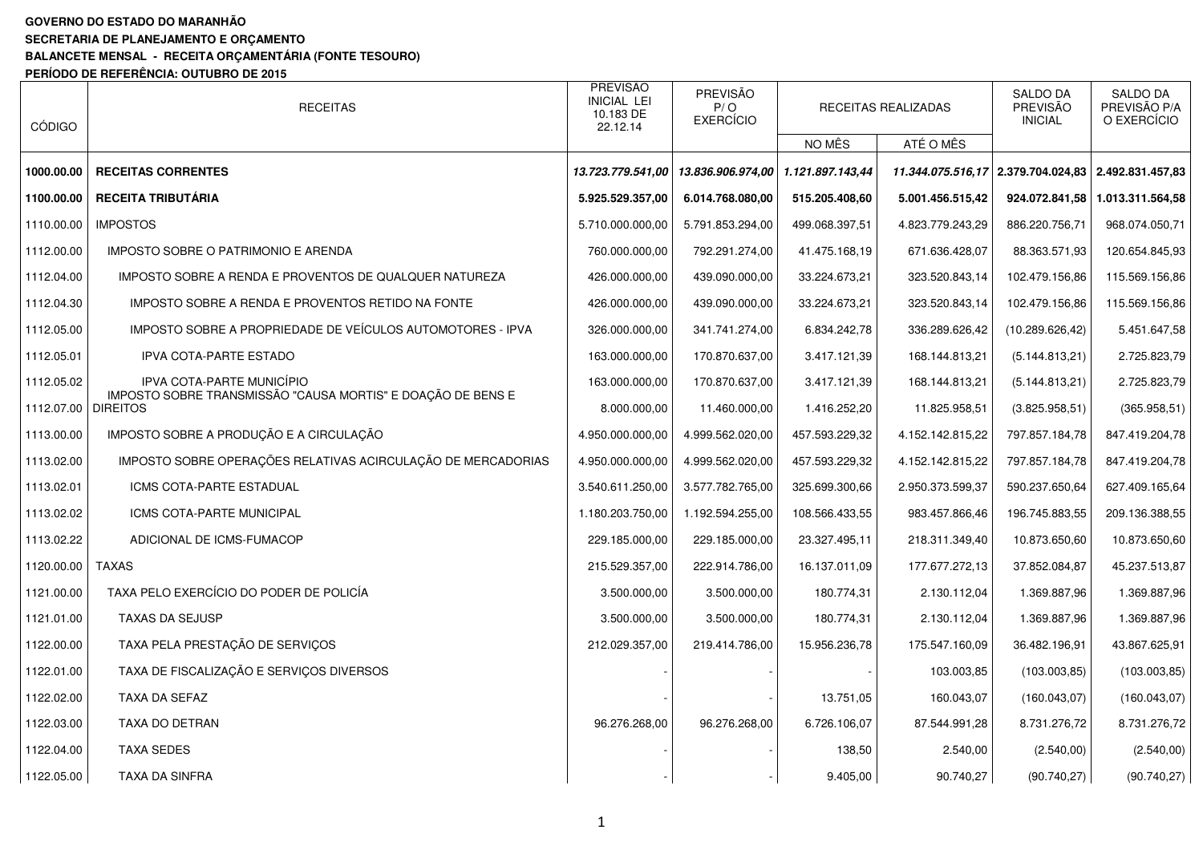**GOVERNO DO ESTADO DO MARANHÃO**
**SECRETARIA DE PLANEJAMENTO E ORÇAMENTO**
**BALANCETE MENSAL - RECEITA ORÇAMENTÁRIA (FONTE TESOURO)**
**PERÍODO DE REFERÊNCIA: OUTUBRO DE 2015**

| CÓDIGO | RECEITAS | PREVISÃO INICIAL LEI 10.183 DE 22.12.14 | PREVISÃO P/ O EXERCÍCIO | RECEITAS REALIZADAS | | SALDO DA PREVISÃO INICIAL | SALDO DA PREVISÃO P/A O EXERCÍCIO |
|---|---|---|---|---|---|---|---|
| | | | | NO MÊS | ATÉ O MÊS | | |
| **1000.00.00** | **RECEITAS CORRENTES** | ***13.723.779.541,00*** | ***13.836.906.974,00*** | ***1.121.897.143,44*** | ***11.344.075.516,17*** | **2.379.704.024,83** | **2.492.831.457,83** |
| **1100.00.00** | **RECEITA TRIBUTÁRIA** | **5.925.529.357,00** | **6.014.768.080,00** | **515.205.408,60** | **5.001.456.515,42** | **924.072.841,58** | **1.013.311.564,58** |
| 1110.00.00 | IMPOSTOS | 5.710.000.000,00 | 5.791.853.294,00 | 499.068.397,51 | 4.823.779.243,29 | 886.220.756,71 | 968.074.050,71 |
| 1112.00.00 | IMPOSTO SOBRE O PATRIMONIO E ARENDA | 760.000.000,00 | 792.291.274,00 | 41.475.168,19 | 671.636.428,07 | 88.363.571,93 | 120.654.845,93 |
| 1112.04.00 | IMPOSTO SOBRE A RENDA E PROVENTOS DE QUALQUER NATUREZA | 426.000.000,00 | 439.090.000,00 | 33.224.673,21 | 323.520.843,14 | 102.479.156,86 | 115.569.156,86 |
| 1112.04.30 | IMPOSTO SOBRE A RENDA E PROVENTOS RETIDO NA FONTE | 426.000.000,00 | 439.090.000,00 | 33.224.673,21 | 323.520.843,14 | 102.479.156,86 | 115.569.156,86 |
| 1112.05.00 | IMPOSTO SOBRE A PROPRIEDADE DE VEÍCULOS AUTOMOTORES - IPVA | 326.000.000,00 | 341.741.274,00 | 6.834.242,78 | 336.289.626,42 | (10.289.626,42) | 5.451.647,58 |
| 1112.05.01 | IPVA COTA-PARTE ESTADO | 163.000.000,00 | 170.870.637,00 | 3.417.121,39 | 168.144.813,21 | (5.144.813,21) | 2.725.823,79 |
| 1112.05.02 | IPVA COTA-PARTE MUNICÍPIO | 163.000.000,00 | 170.870.637,00 | 3.417.121,39 | 168.144.813,21 | (5.144.813,21) | 2.725.823,79 |
| 1112.07.00 | IMPOSTO SOBRE TRANSMISSÃO "CAUSA MORTIS" E DOAÇÃO DE BENS E DIREITOS | 8.000.000,00 | 11.460.000,00 | 1.416.252,20 | 11.825.958,51 | (3.825.958,51) | (365.958,51) |
| 1113.00.00 | IMPOSTO SOBRE A PRODUÇÃO E A CIRCULAÇÃO | 4.950.000.000,00 | 4.999.562.020,00 | 457.593.229,32 | 4.152.142.815,22 | 797.857.184,78 | 847.419.204,78 |
| 1113.02.00 | IMPOSTO SOBRE OPERAÇÕES RELATIVAS ACIRCULAÇÃO DE MERCADORIAS | 4.950.000.000,00 | 4.999.562.020,00 | 457.593.229,32 | 4.152.142.815,22 | 797.857.184,78 | 847.419.204,78 |
| 1113.02.01 | ICMS COTA-PARTE ESTADUAL | 3.540.611.250,00 | 3.577.782.765,00 | 325.699.300,66 | 2.950.373.599,37 | 590.237.650,64 | 627.409.165,64 |
| 1113.02.02 | ICMS COTA-PARTE MUNICIPAL | 1.180.203.750,00 | 1.192.594.255,00 | 108.566.433,55 | 983.457.866,46 | 196.745.883,55 | 209.136.388,55 |
| 1113.02.22 | ADICIONAL DE ICMS-FUMACOP | 229.185.000,00 | 229.185.000,00 | 23.327.495,11 | 218.311.349,40 | 10.873.650,60 | 10.873.650,60 |
| 1120.00.00 | TAXAS | 215.529.357,00 | 222.914.786,00 | 16.137.011,09 | 177.677.272,13 | 37.852.084,87 | 45.237.513,87 |
| 1121.00.00 | TAXA PELO EXERCÍCIO DO PODER DE POLICÍA | 3.500.000,00 | 3.500.000,00 | 180.774,31 | 2.130.112,04 | 1.369.887,96 | 1.369.887,96 |
| 1121.01.00 | TAXAS DA SEJUSP | 3.500.000,00 | 3.500.000,00 | 180.774,31 | 2.130.112,04 | 1.369.887,96 | 1.369.887,96 |
| 1122.00.00 | TAXA PELA PRESTAÇÃO DE SERVIÇOS | 212.029.357,00 | 219.414.786,00 | 15.956.236,78 | 175.547.160,09 | 36.482.196,91 | 43.867.625,91 |
| 1122.01.00 | TAXA DE FISCALIZAÇÃO E SERVIÇOS DIVERSOS | - | - | - | 103.003,85 | (103.003,85) | (103.003,85) |
| 1122.02.00 | TAXA DA SEFAZ | - | - | 13.751,05 | 160.043,07 | (160.043,07) | (160.043,07) |
| 1122.03.00 | TAXA DO DETRAN | 96.276.268,00 | 96.276.268,00 | 6.726.106,07 | 87.544.991,28 | 8.731.276,72 | 8.731.276,72 |
| 1122.04.00 | TAXA SEDES | - | - | 138,50 | 2.540,00 | (2.540,00) | (2.540,00) |
| 1122.05.00 | TAXA DA SINFRA | - | - | 9.405,00 | 90.740,27 | (90.740,27) | (90.740,27) |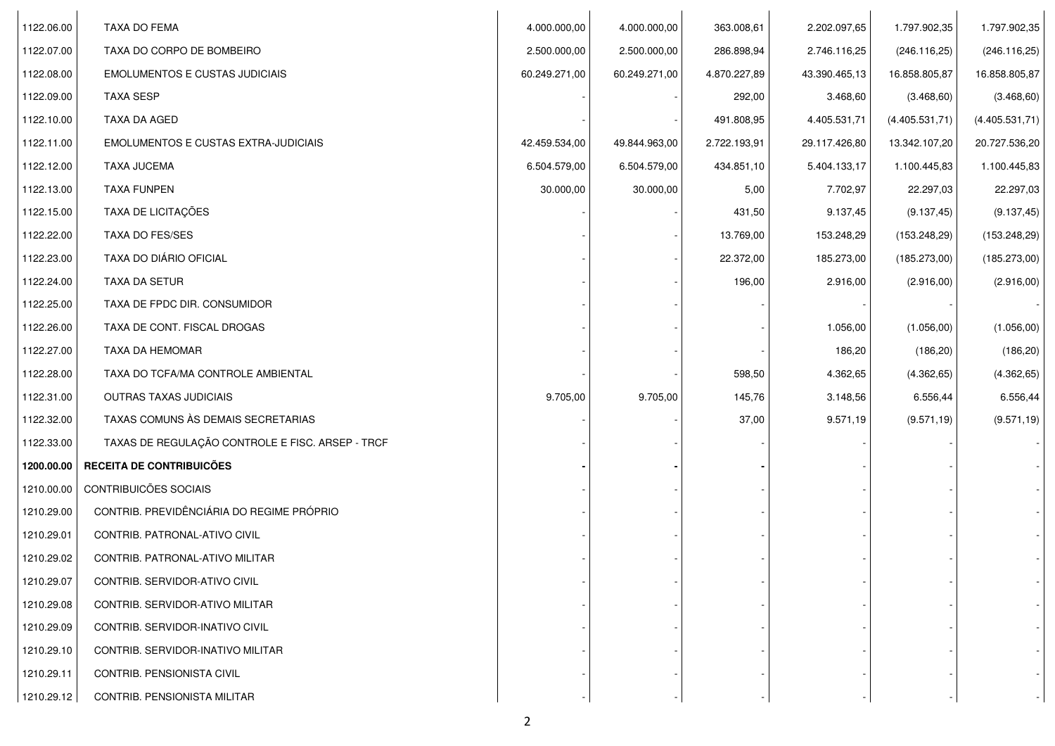| | | | | | | | |
|---|---|---|---|---|---|---|---|
| 1122.06.00 | TAXA DO FEMA | 4.000.000,00 | 4.000.000,00 | 363.008,61 | 2.202.097,65 | 1.797.902,35 | 1.797.902,35 |
| 1122.07.00 | TAXA DO CORPO DE BOMBEIRO | 2.500.000,00 | 2.500.000,00 | 286.898,94 | 2.746.116,25 | (246.116,25) | (246.116,25) |
| 1122.08.00 | EMOLUMENTOS E CUSTAS JUDICIAIS | 60.249.271,00 | 60.249.271,00 | 4.870.227,89 | 43.390.465,13 | 16.858.805,87 | 16.858.805,87 |
| 1122.09.00 | TAXA SESP | - | - | 292,00 | 3.468,60 | (3.468,60) | (3.468,60) |
| 1122.10.00 | TAXA DA AGED | - | - | 491.808,95 | 4.405.531,71 | (4.405.531,71) | (4.405.531,71) |
| 1122.11.00 | EMOLUMENTOS E CUSTAS EXTRA-JUDICIAIS | 42.459.534,00 | 49.844.963,00 | 2.722.193,91 | 29.117.426,80 | 13.342.107,20 | 20.727.536,20 |
| 1122.12.00 | TAXA JUCEMA | 6.504.579,00 | 6.504.579,00 | 434.851,10 | 5.404.133,17 | 1.100.445,83 | 1.100.445,83 |
| 1122.13.00 | TAXA FUNPEN | 30.000,00 | 30.000,00 | 5,00 | 7.702,97 | 22.297,03 | 22.297,03 |
| 1122.15.00 | TAXA DE LICITAÇÕES | - | - | 431,50 | 9.137,45 | (9.137,45) | (9.137,45) |
| 1122.22.00 | TAXA DO FES/SES | - | - | 13.769,00 | 153.248,29 | (153.248,29) | (153.248,29) |
| 1122.23.00 | TAXA DO DIÁRIO OFICIAL | - | - | 22.372,00 | 185.273,00 | (185.273,00) | (185.273,00) |
| 1122.24.00 | TAXA DA SETUR | - | - | 196,00 | 2.916,00 | (2.916,00) | (2.916,00) |
| 1122.25.00 | TAXA DE FPDC DIR. CONSUMIDOR | - | - | - | - | - | - |
| 1122.26.00 | TAXA DE CONT. FISCAL DROGAS | - | - | - | 1.056,00 | (1.056,00) | (1.056,00) |
| 1122.27.00 | TAXA DA HEMOMAR | - | - | - | 186,20 | (186,20) | (186,20) |
| 1122.28.00 | TAXA DO TCFA/MA CONTROLE AMBIENTAL | - | - | 598,50 | 4.362,65 | (4.362,65) | (4.362,65) |
| 1122.31.00 | OUTRAS TAXAS JUDICIAIS | 9.705,00 | 9.705,00 | 145,76 | 3.148,56 | 6.556,44 | 6.556,44 |
| 1122.32.00 | TAXAS COMUNS ÀS DEMAIS SECRETARIAS | - | - | 37,00 | 9.571,19 | (9.571,19) | (9.571,19) |
| 1122.33.00 | TAXAS DE REGULAÇÃO CONTROLE E FISC. ARSEP - TRCF | - | - | - | - | - | - |
| **1200.00.00** | **RECEITA DE CONTRIBUICÕES** | **-** | **-** | **-** | - | - | - |
| 1210.00.00 | CONTRIBUICÕES SOCIAIS | - | - | - | - | - | - |
| 1210.29.00 | CONTRIB. PREVIDÊNCIÁRIA DO REGIME PRÓPRIO | - | - | - | - | - | - |
| 1210.29.01 | CONTRIB. PATRONAL-ATIVO CIVIL | - | - | - | - | - | - |
| 1210.29.02 | CONTRIB. PATRONAL-ATIVO MILITAR | - | - | - | - | - | - |
| 1210.29.07 | CONTRIB. SERVIDOR-ATIVO CIVIL | - | - | - | - | - | - |
| 1210.29.08 | CONTRIB. SERVIDOR-ATIVO MILITAR | - | - | - | - | - | - |
| 1210.29.09 | CONTRIB. SERVIDOR-INATIVO CIVIL | - | - | - | - | - | - |
| 1210.29.10 | CONTRIB. SERVIDOR-INATIVO MILITAR | - | - | - | - | - | - |
| 1210.29.11 | CONTRIB. PENSIONISTA CIVIL | - | - | - | - | - | - |
| 1210.29.12 | CONTRIB. PENSIONISTA MILITAR | - | - | - | - | - | - |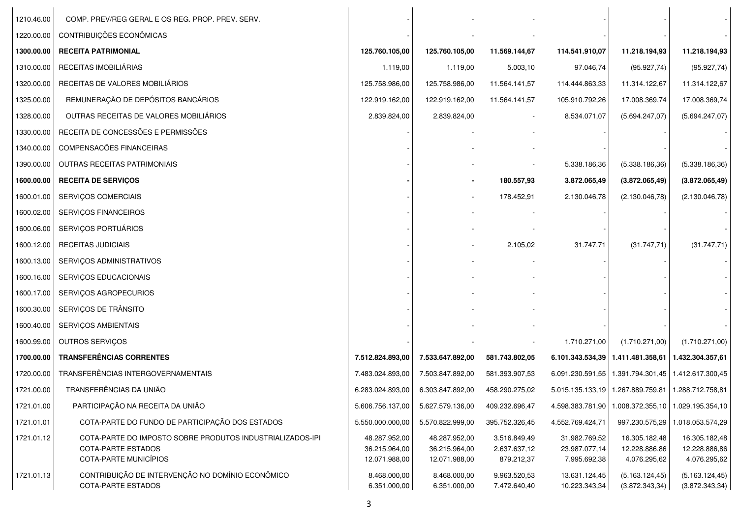| | | | | | | | |
|---|---|---|---|---|---|---|---|
| 1210.46.00 | COMP. PREV/REG GERAL E OS REG. PROP. PREV. SERV. | - | - | - | - | - | - |
| 1220.00.00 | CONTRIBUIÇÕES ECONÔMICAS | - | - | - | - | - | - |
| **1300.00.00** | **RECEITA PATRIMONIAL** | **125.760.105,00** | **125.760.105,00** | **11.569.144,67** | **114.541.910,07** | **11.218.194,93** | **11.218.194,93** |
| 1310.00.00 | RECEITAS IMOBILIÁRIAS | 1.119,00 | 1.119,00 | 5.003,10 | 97.046,74 | (95.927,74) | (95.927,74) |
| 1320.00.00 | RECEITAS DE VALORES MOBILIÁRIOS | 125.758.986,00 | 125.758.986,00 | 11.564.141,57 | 114.444.863,33 | 11.314.122,67 | 11.314.122,67 |
| 1325.00.00 | REMUNERAÇÃO DE DEPÓSITOS BANCÁRIOS | 122.919.162,00 | 122.919.162,00 | 11.564.141,57 | 105.910.792,26 | 17.008.369,74 | 17.008.369,74 |
| 1328.00.00 | OUTRAS RECEITAS DE VALORES MOBILIÁRIOS | 2.839.824,00 | 2.839.824,00 | - | 8.534.071,07 | (5.694.247,07) | (5.694.247,07) |
| 1330.00.00 | RECEITA DE CONCESSÕES E PERMISSÕES | - | - | - | - | - | - |
| 1340.00.00 | COMPENSACÕES FINANCEIRAS | - | - | - | - | - | - |
| 1390.00.00 | OUTRAS RECEITAS PATRIMONIAIS | - | - | - | 5.338.186,36 | (5.338.186,36) | (5.338.186,36) |
| **1600.00.00** | **RECEITA DE SERVIÇOS** | **-** | **-** | **180.557,93** | **3.872.065,49** | **(3.872.065,49)** | **(3.872.065,49)** |
| 1600.01.00 | SERVIÇOS COMERCIAIS | - | - | 178.452,91 | 2.130.046,78 | (2.130.046,78) | (2.130.046,78) |
| 1600.02.00 | SERVIÇOS FINANCEIROS | - | - | - | - | - | - |
| 1600.06.00 | SERVIÇOS PORTUÁRIOS | - | - | - | - | - | - |
| 1600.12.00 | RECEITAS JUDICIAIS | - | - | 2.105,02 | 31.747,71 | (31.747,71) | (31.747,71) |
| 1600.13.00 | SERVIÇOS ADMINISTRATIVOS | - | - | - | - | - | - |
| 1600.16.00 | SERVIÇOS EDUCACIONAIS | - | - | - | - | - | - |
| 1600.17.00 | SERVIÇOS AGROPECURIOS | - | - | - | - | - | - |
| 1600.30.00 | SERVIÇOS DE TRÂNSITO | - | - | - | - | - | - |
| 1600.40.00 | SERVIÇOS AMBIENTAIS | - | - | - | - | - | - |
| 1600.99.00 | OUTROS SERVIÇOS | - | - | - | 1.710.271,00 | (1.710.271,00) | (1.710.271,00) |
| **1700.00.00** | **TRANSFERÊNCIAS CORRENTES** | **7.512.824.893,00** | **7.533.647.892,00** | **581.743.802,05** | **6.101.343.534,39** | **1.411.481.358,61** | **1.432.304.357,61** |
| 1720.00.00 | TRANSFERÊNCIAS INTERGOVERNAMENTAIS | 7.483.024.893,00 | 7.503.847.892,00 | 581.393.907,53 | 6.091.230.591,55 | 1.391.794.301,45 | 1.412.617.300,45 |
| 1721.00.00 | TRANSFERÊNCIAS DA UNIÃO | 6.283.024.893,00 | 6.303.847.892,00 | 458.290.275,02 | 5.015.135.133,19 | 1.267.889.759,81 | 1.288.712.758,81 |
| 1721.01.00 | PARTICIPAÇÃO NA RECEITA DA UNIÃO | 5.606.756.137,00 | 5.627.579.136,00 | 409.232.696,47 | 4.598.383.781,90 | 1.008.372.355,10 | 1.029.195.354,10 |
| 1721.01.01 | COTA-PARTE DO FUNDO DE PARTICIPAÇÃO DOS ESTADOS | 5.550.000.000,00 | 5.570.822.999,00 | 395.752.326,45 | 4.552.769.424,71 | 997.230.575,29 | 1.018.053.574,29 |
| 1721.01.12 | COTA-PARTE DO IMPOSTO SOBRE PRODUTOS INDUSTRIALIZADOS-IPI | 48.287.952,00 | 48.287.952,00 | 3.516.849,49 | 31.982.769,52 | 16.305.182,48 | 16.305.182,48 |
| | COTA-PARTE ESTADOS | 36.215.964,00 | 36.215.964,00 | 2.637.637,12 | 23.987.077,14 | 12.228.886,86 | 12.228.886,86 |
| | COTA-PARTE MUNICÍPIOS | 12.071.988,00 | 12.071.988,00 | 879.212,37 | 7.995.692,38 | 4.076.295,62 | 4.076.295,62 |
| 1721.01.13 | CONTRIBUIÇÃO DE INTERVENÇÃO NO DOMÍNIO ECONÔMICO | 8.468.000,00 | 8.468.000,00 | 9.963.520,53 | 13.631.124,45 | (5.163.124,45) | (5.163.124,45) |
| | COTA-PARTE ESTADOS | 6.351.000,00 | 6.351.000,00 | 7.472.640,40 | 10.223.343,34 | (3.872.343,34) | (3.872.343,34) |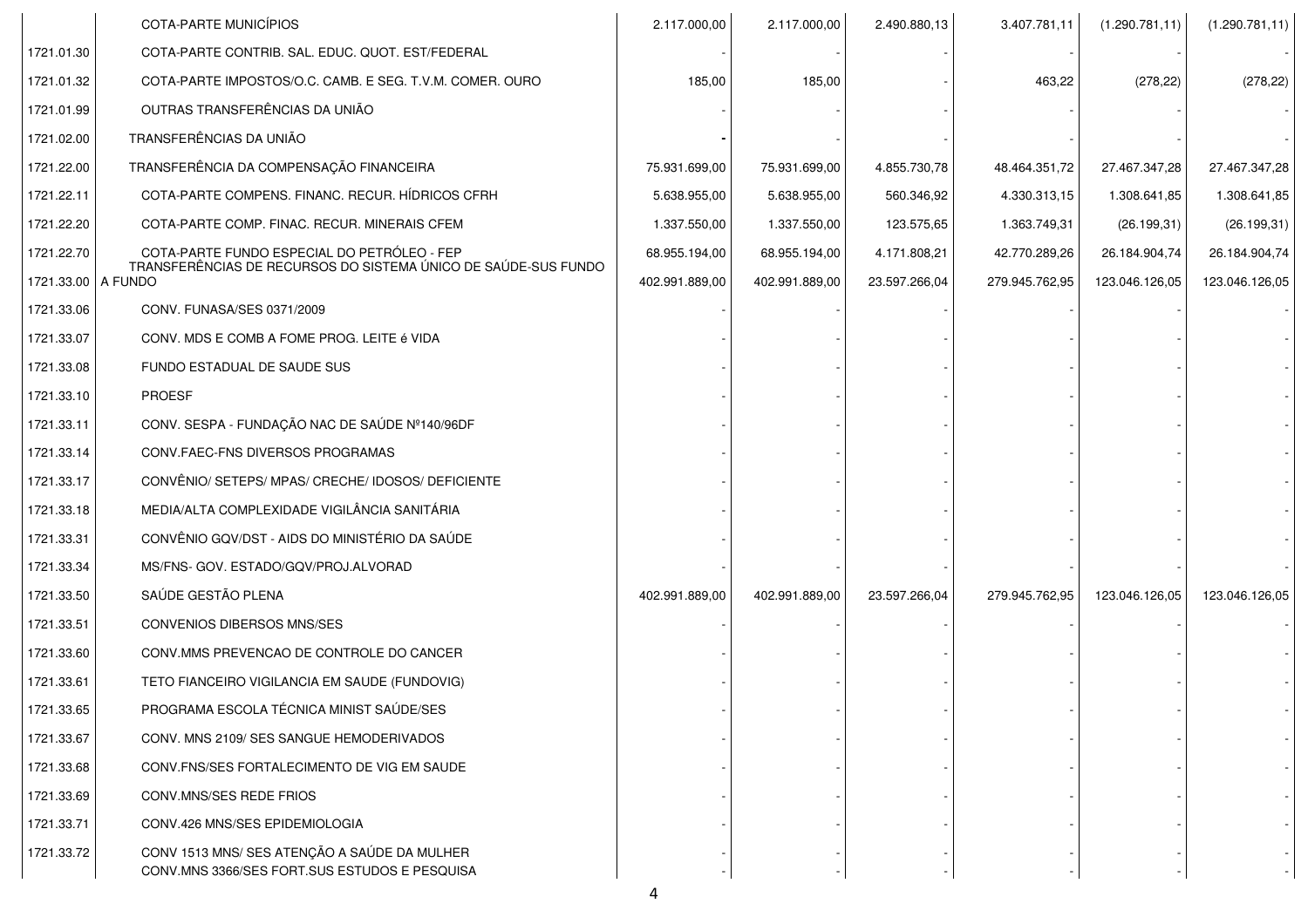| | | | | | | | |
|---|---|---|---|---|---|---|---|
| | COTA-PARTE MUNICÍPIOS | 2.117.000,00 | 2.117.000,00 | 2.490.880,13 | 3.407.781,11 | (1.290.781,11) | (1.290.781,11) |
| 1721.01.30 | COTA-PARTE CONTRIB. SAL. EDUC. QUOT. EST/FEDERAL | - | - | - | - | - | - |
| 1721.01.32 | COTA-PARTE IMPOSTOS/O.C. CAMB. E SEG. T.V.M. COMER. OURO | 185,00 | 185,00 | - | 463,22 | (278,22) | (278,22) |
| 1721.01.99 | OUTRAS TRANSFERÊNCIAS DA UNIÃO | - | - | - | - | - | - |
| 1721.02.00 | TRANSFERÊNCIAS DA UNIÃO | - | - | - | - | - | - |
| 1721.22.00 | TRANSFERÊNCIA DA COMPENSAÇÃO FINANCEIRA | 75.931.699,00 | 75.931.699,00 | 4.855.730,78 | 48.464.351,72 | 27.467.347,28 | 27.467.347,28 |
| 1721.22.11 | COTA-PARTE COMPENS. FINANC. RECUR. HÍDRICOS CFRH | 5.638.955,00 | 5.638.955,00 | 560.346,92 | 4.330.313,15 | 1.308.641,85 | 1.308.641,85 |
| 1721.22.20 | COTA-PARTE COMP. FINAC. RECUR. MINERAIS CFEM | 1.337.550,00 | 1.337.550,00 | 123.575,65 | 1.363.749,31 | (26.199,31) | (26.199,31) |
| 1721.22.70 | COTA-PARTE FUNDO ESPECIAL DO PETRÓLEO - FEP | 68.955.194,00 | 68.955.194,00 | 4.171.808,21 | 42.770.289,26 | 26.184.904,74 | 26.184.904,74 |
| 1721.33.00 | TRANSFERÊNCIAS DE RECURSOS DO SISTEMA ÚNICO DE SAÚDE-SUS FUNDO A FUNDO | 402.991.889,00 | 402.991.889,00 | 23.597.266,04 | 279.945.762,95 | 123.046.126,05 | 123.046.126,05 |
| 1721.33.06 | CONV. FUNASA/SES 0371/2009 | - | - | - | - | - | - |
| 1721.33.07 | CONV. MDS E COMB A FOME PROG. LEITE é VIDA | - | - | - | - | - | - |
| 1721.33.08 | FUNDO ESTADUAL DE SAUDE SUS | - | - | - | - | - | - |
| 1721.33.10 | PROESF | - | - | - | - | - | - |
| 1721.33.11 | CONV. SESPA - FUNDAÇÃO NAC DE SAÚDE Nº140/96DF | - | - | - | - | - | - |
| 1721.33.14 | CONV.FAEC-FNS DIVERSOS PROGRAMAS | - | - | - | - | - | - |
| 1721.33.17 | CONVÊNIO/ SETEPS/ MPAS/ CRECHE/ IDOSOS/ DEFICIENTE | - | - | - | - | - | - |
| 1721.33.18 | MEDIA/ALTA COMPLEXIDADE VIGILÂNCIA SANITÁRIA | - | - | - | - | - | - |
| 1721.33.31 | CONVÊNIO GQV/DST - AIDS DO MINISTÉRIO DA SAÚDE | - | - | - | - | - | - |
| 1721.33.34 | MS/FNS- GOV. ESTADO/GQV/PROJ.ALVORAD | - | - | - | - | - | - |
| 1721.33.50 | SAÚDE GESTÃO PLENA | 402.991.889,00 | 402.991.889,00 | 23.597.266,04 | 279.945.762,95 | 123.046.126,05 | 123.046.126,05 |
| 1721.33.51 | CONVENIOS DIBERSOS MNS/SES | - | - | - | - | - | - |
| 1721.33.60 | CONV.MMS PREVENCAO DE CONTROLE DO CANCER | - | - | - | - | - | - |
| 1721.33.61 | TETO FIANCEIRO VIGILANCIA EM SAUDE (FUNDOVIG) | - | - | - | - | - | - |
| 1721.33.65 | PROGRAMA ESCOLA TÉCNICA MINIST SAÚDE/SES | - | - | - | - | - | - |
| 1721.33.67 | CONV. MNS 2109/ SES SANGUE HEMODERIVADOS | - | - | - | - | - | - |
| 1721.33.68 | CONV.FNS/SES FORTALECIMENTO DE VIG EM SAUDE | - | - | - | - | - | - |
| 1721.33.69 | CONV.MNS/SES REDE FRIOS | - | - | - | - | - | - |
| 1721.33.71 | CONV.426 MNS/SES EPIDEMIOLOGIA | - | - | - | - | - | - |
| 1721.33.72 | CONV 1513 MNS/ SES ATENÇÃO A SAÚDE DA MULHER | - | - | - | - | - | - |
| | CONV.MNS 3366/SES FORT.SUS ESTUDOS E PESQUISA | - | - | - | - | - | - |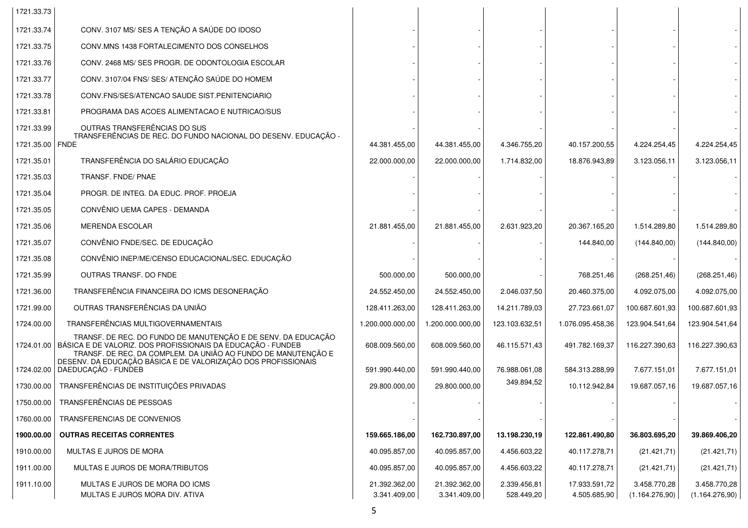| | | | | | | | |
|---|---|---|---|---|---|---|---|
| 1721.33.73 | | | | | | | |
| 1721.33.74 | CONV. 3107 MS/ SES A TENÇÃO A SAÚDE DO IDOSO | - | - | - | - | - | - |
| 1721.33.75 | CONV.MNS 1438 FORTALECIMENTO DOS CONSELHOS | - | - | - | - | - | - |
| 1721.33.76 | CONV. 2468 MS/ SES PROGR. DE ODONTOLOGIA ESCOLAR | - | - | - | - | - | - |
| 1721.33.77 | CONV. 3107/04 FNS/ SES/ ATENÇÃO SAÚDE DO HOMEM | - | - | - | - | - | - |
| 1721.33.78 | CONV.FNS/SES/ATENCAO SAUDE SIST.PENITENCIARIO | - | - | - | - | - | - |
| 1721.33.81 | PROGRAMA DAS ACOES ALIMENTACAO E NUTRICAO/SUS | - | - | - | - | - | - |
| 1721.33.99 | OUTRAS TRANSFERÊNCIAS DO SUS | - | - | - | - | - | - |
| 1721.35.00 | TRANSFERÊNCIAS DE REC. DO FUNDO NACIONAL DO DESENV. EDUCAÇÃO - FNDE | 44.381.455,00 | 44.381.455,00 | 4.346.755,20 | 40.157.200,55 | 4.224.254,45 | 4.224.254,45 |
| 1721.35.01 | TRANSFERÊNCIA DO SALÁRIO EDUCAÇÃO | 22.000.000,00 | 22.000.000,00 | 1.714.832,00 | 18.876.943,89 | 3.123.056,11 | 3.123.056,11 |
| 1721.35.03 | TRANSF. FNDE/ PNAE | - | - | - | - | - | - |
| 1721.35.04 | PROGR. DE INTEG. DA EDUC. PROF. PROEJA | - | - | - | - | - | - |
| 1721.35.05 | CONVÊNIO UEMA CAPES - DEMANDA | - | - | - | - | - | - |
| 1721.35.06 | MERENDA ESCOLAR | 21.881.455,00 | 21.881.455,00 | 2.631.923,20 | 20.367.165,20 | 1.514.289,80 | 1.514.289,80 |
| 1721.35.07 | CONVÊNIO FNDE/SEC. DE EDUCAÇÃO | - | - | - | 144.840,00 | (144.840,00) | (144.840,00) |
| 1721.35.08 | CONVÊNIO INEP/ME/CENSO EDUCACIONAL/SEC. EDUCAÇÃO | - | - | - | - | - | - |
| 1721.35.99 | OUTRAS TRANSF. DO FNDE | 500.000,00 | 500.000,00 | - | 768.251,46 | (268.251,46) | (268.251,46) |
| 1721.36.00 | TRANSFERÊNCIA FINANCEIRA DO ICMS DESONERAÇÃO | 24.552.450,00 | 24.552.450,00 | 2.046.037,50 | 20.460.375,00 | 4.092.075,00 | 4.092.075,00 |
| 1721.99.00 | OUTRAS TRANSFERÊNCIAS DA UNIÃO | 128.411.263,00 | 128.411.263,00 | 14.211.789,03 | 27.723.661,07 | 100.687.601,93 | 100.687.601,93 |
| 1724.00.00 | TRANSFERÊNCIAS MULTIGOVERNAMENTAIS | 1.200.000.000,00 | 1.200.000.000,00 | 123.103.632,51 | 1.076.095.458,36 | 123.904.541,64 | 123.904.541,64 |
| 1724.01.00 | TRANSF. DE REC. DO FUNDO DE MANUTENÇÃO E DE SENV. DA EDUCAÇÃO BÁSICA E DE VALORIZ. DOS PROFISSIONAIS DA EDUCAÇÃO - FUNDEB | 608.009.560,00 | 608.009.560,00 | 46.115.571,43 | 491.782.169,37 | 116.227.390,63 | 116.227.390,63 |
| 1724.02.00 | TRANSF. DE REC. DA COMPLEM. DA UNIÃO AO FUNDO DE MANUTENÇÃO E DESENV. DA EDUCAÇÃO BÁSICA E DE VALORIZAÇÃO DOS PROFISSIONAIS DAEDUCAÇÃO - FUNDEB | 591.990.440,00 | 591.990.440,00 | 76.988.061,08 | 584.313.288,99 | 7.677.151,01 | 7.677.151,01 |
| 1730.00.00 | TRANSFERÊNCIAS DE INSTITUIÇÕES PRIVADAS | 29.800.000,00 | 29.800.000,00 | 349.894,52 | 10.112.942,84 | 19.687.057,16 | 19.687.057,16 |
| 1750.00.00 | TRANSFERÊNCIAS DE PESSOAS | - | - | - | - | - | - |
| 1760.00.00 | TRANSFERENCIAS DE CONVENIOS | - | - | - | - | - | - |
| **1900.00.00** | **OUTRAS RECEITAS CORRENTES** | **159.665.186,00** | **162.730.897,00** | **13.198.230,19** | **122.861.490,80** | **36.803.695,20** | **39.869.406,20** |
| 1910.00.00 | MULTAS E JUROS DE MORA | 40.095.857,00 | 40.095.857,00 | 4.456.603,22 | 40.117.278,71 | (21.421,71) | (21.421,71) |
| 1911.00.00 | MULTAS E JUROS DE MORA/TRIBUTOS | 40.095.857,00 | 40.095.857,00 | 4.456.603,22 | 40.117.278,71 | (21.421,71) | (21.421,71) |
| 1911.10.00 | MULTAS E JUROS DE MORA DO ICMS | 21.392.362,00 | 21.392.362,00 | 2.339.456,81 | 17.933.591,72 | 3.458.770,28 | 3.458.770,28 |
| | MULTAS E JUROS MORA DIV. ATIVA | 3.341.409,00 | 3.341.409,00 | 528.449,20 | 4.505.685,90 | (1.164.276,90) | (1.164.276,90) |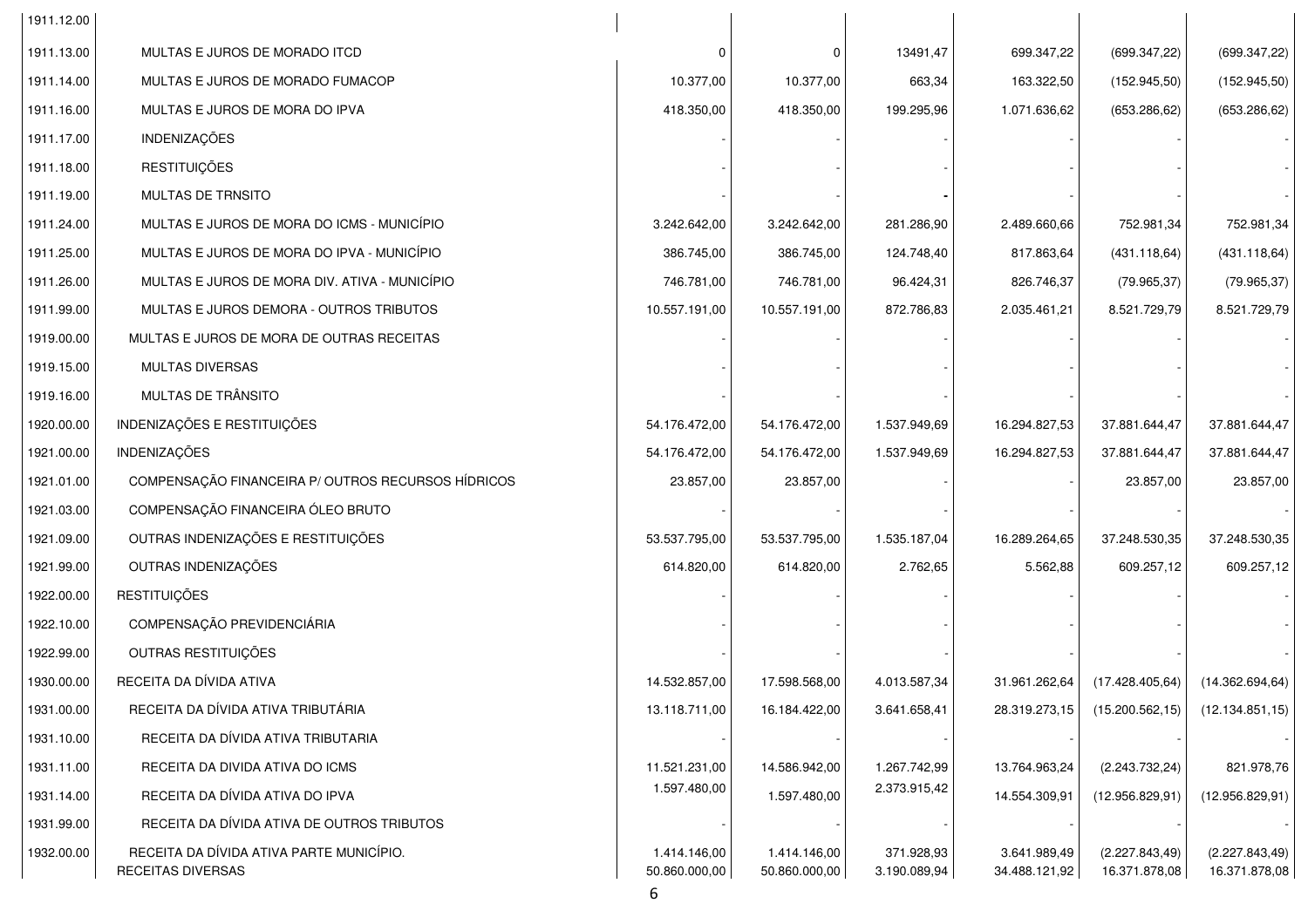| | | | | | | | |
|---|---|---|---|---|---|---|---|
| 1911.12.00 | | | | | | | |
| 1911.13.00 | MULTAS E JUROS DE MORADO ITCD | 0 | 0 | 13491,47 | 699.347,22 | (699.347,22) | (699.347,22) |
| 1911.14.00 | MULTAS E JUROS DE MORADO FUMACOP | 10.377,00 | 10.377,00 | 663,34 | 163.322,50 | (152.945,50) | (152.945,50) |
| 1911.16.00 | MULTAS E JUROS DE MORA DO IPVA | 418.350,00 | 418.350,00 | 199.295,96 | 1.071.636,62 | (653.286,62) | (653.286,62) |
| 1911.17.00 | INDENIZAÇÕES | - | - | - | - | - | - |
| 1911.18.00 | RESTITUIÇÕES | - | - | - | - | - | - |
| 1911.19.00 | MULTAS DE TRNSITO | - | - | - | - | - | - |
| 1911.24.00 | MULTAS E JUROS DE MORA DO ICMS - MUNICÍPIO | 3.242.642,00 | 3.242.642,00 | 281.286,90 | 2.489.660,66 | 752.981,34 | 752.981,34 |
| 1911.25.00 | MULTAS E JUROS DE MORA DO IPVA - MUNICÍPIO | 386.745,00 | 386.745,00 | 124.748,40 | 817.863,64 | (431.118,64) | (431.118,64) |
| 1911.26.00 | MULTAS E JUROS DE MORA DIV. ATIVA - MUNICÍPIO | 746.781,00 | 746.781,00 | 96.424,31 | 826.746,37 | (79.965,37) | (79.965,37) |
| 1911.99.00 | MULTAS E JUROS DEMORA - OUTROS TRIBUTOS | 10.557.191,00 | 10.557.191,00 | 872.786,83 | 2.035.461,21 | 8.521.729,79 | 8.521.729,79 |
| 1919.00.00 | MULTAS E JUROS DE MORA DE OUTRAS RECEITAS | - | - | - | - | - | - |
| 1919.15.00 | MULTAS DIVERSAS | - | - | - | - | - | - |
| 1919.16.00 | MULTAS DE TRÂNSITO | - | - | - | - | - | - |
| 1920.00.00 | INDENIZAÇÕES E RESTITUIÇÕES | 54.176.472,00 | 54.176.472,00 | 1.537.949,69 | 16.294.827,53 | 37.881.644,47 | 37.881.644,47 |
| 1921.00.00 | INDENIZAÇÕES | 54.176.472,00 | 54.176.472,00 | 1.537.949,69 | 16.294.827,53 | 37.881.644,47 | 37.881.644,47 |
| 1921.01.00 | COMPENSAÇÃO FINANCEIRA P/ OUTROS RECURSOS HÍDRICOS | 23.857,00 | 23.857,00 | - | - | 23.857,00 | 23.857,00 |
| 1921.03.00 | COMPENSAÇÃO FINANCEIRA ÓLEO BRUTO | - | - | - | - | - | - |
| 1921.09.00 | OUTRAS INDENIZAÇÕES E RESTITUIÇÕES | 53.537.795,00 | 53.537.795,00 | 1.535.187,04 | 16.289.264,65 | 37.248.530,35 | 37.248.530,35 |
| 1921.99.00 | OUTRAS INDENIZAÇÕES | 614.820,00 | 614.820,00 | 2.762,65 | 5.562,88 | 609.257,12 | 609.257,12 |
| 1922.00.00 | RESTITUIÇÕES | - | - | - | - | - | - |
| 1922.10.00 | COMPENSAÇÃO PREVIDENCIÁRIA | - | - | - | - | - | - |
| 1922.99.00 | OUTRAS RESTITUIÇÕES | - | - | - | - | - | - |
| 1930.00.00 | RECEITA DA DÍVIDA ATIVA | 14.532.857,00 | 17.598.568,00 | 4.013.587,34 | 31.961.262,64 | (17.428.405,64) | (14.362.694,64) |
| 1931.00.00 | RECEITA DA DÍVIDA ATIVA TRIBUTÁRIA | 13.118.711,00 | 16.184.422,00 | 3.641.658,41 | 28.319.273,15 | (15.200.562,15) | (12.134.851,15) |
| 1931.10.00 | RECEITA DA DÍVIDA ATIVA TRIBUTARIA | - | - | - | - | - | - |
| 1931.11.00 | RECEITA DA DIVIDA ATIVA DO ICMS | 11.521.231,00 | 14.586.942,00 | 1.267.742,99 | 13.764.963,24 | (2.243.732,24) | 821.978,76 |
| 1931.14.00 | RECEITA DA DÍVIDA ATIVA DO IPVA | 1.597.480,00 | 1.597.480,00 | 2.373.915,42 | 14.554.309,91 | (12.956.829,91) | (12.956.829,91) |
| 1931.99.00 | RECEITA DA DÍVIDA ATIVA DE OUTROS TRIBUTOS | - | - | - | - | - | - |
| 1932.00.00 | RECEITA DA DÍVIDA ATIVA PARTE MUNICÍPIO. | 1.414.146,00 | 1.414.146,00 | 371.928,93 | 3.641.989,49 | (2.227.843,49) | (2.227.843,49) |
| | RECEITAS DIVERSAS | 50.860.000,00 | 50.860.000,00 | 3.190.089,94 | 34.488.121,92 | 16.371.878,08 | 16.371.878,08 |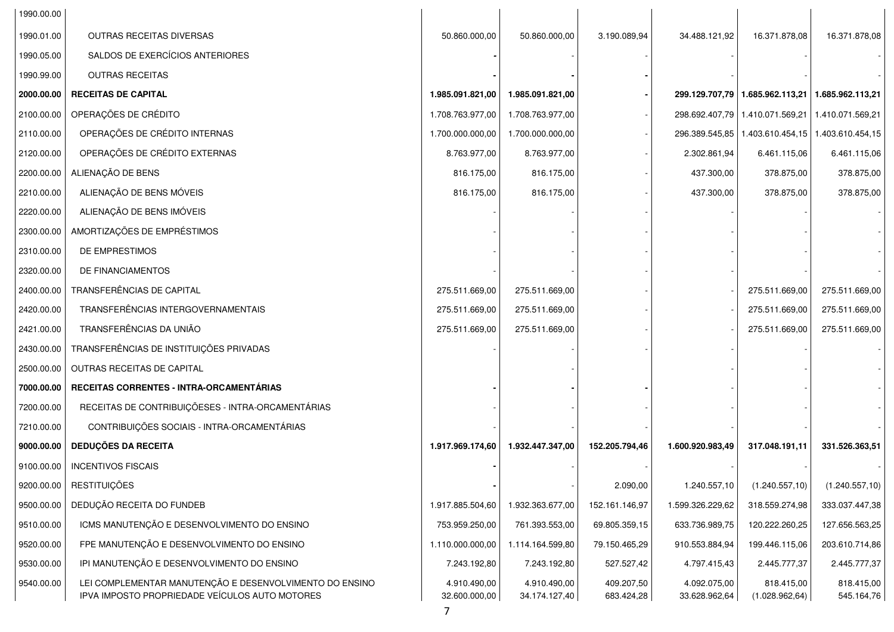| | | | | | | | |
|---|---|---|---|---|---|---|---|
| 1990.00.00 | | | | | | | |
| 1990.01.00 | OUTRAS RECEITAS DIVERSAS | 50.860.000,00 | 50.860.000,00 | 3.190.089,94 | 34.488.121,92 | 16.371.878,08 | 16.371.878,08 |
| 1990.05.00 | SALDOS DE EXERCÍCIOS ANTERIORES | - | - | - | - | - | - |
| 1990.99.00 | OUTRAS RECEITAS | - | - | - | - | - | - |
| **2000.00.00** | **RECEITAS DE CAPITAL** | **1.985.091.821,00** | **1.985.091.821,00** | **-** | **299.129.707,79** | **1.685.962.113,21** | **1.685.962.113,21** |
| 2100.00.00 | OPERAÇÕES DE CRÉDITO | 1.708.763.977,00 | 1.708.763.977,00 | - | 298.692.407,79 | 1.410.071.569,21 | 1.410.071.569,21 |
| 2110.00.00 | OPERAÇÕES DE CRÉDITO INTERNAS | 1.700.000.000,00 | 1.700.000.000,00 | - | 296.389.545,85 | 1.403.610.454,15 | 1.403.610.454,15 |
| 2120.00.00 | OPERAÇÕES DE CRÉDITO EXTERNAS | 8.763.977,00 | 8.763.977,00 | - | 2.302.861,94 | 6.461.115,06 | 6.461.115,06 |
| 2200.00.00 | ALIENAÇÃO DE BENS | 816.175,00 | 816.175,00 | - | 437.300,00 | 378.875,00 | 378.875,00 |
| 2210.00.00 | ALIENAÇÃO DE BENS MÓVEIS | 816.175,00 | 816.175,00 | - | 437.300,00 | 378.875,00 | 378.875,00 |
| 2220.00.00 | ALIENAÇÃO DE BENS IMÓVEIS | - | - | - | - | - | - |
| 2300.00.00 | AMORTIZAÇÕES DE EMPRÉSTIMOS | - | - | - | - | - | - |
| 2310.00.00 | DE EMPRESTIMOS | - | - | - | - | - | - |
| 2320.00.00 | DE FINANCIAMENTOS | - | - | - | - | - | - |
| 2400.00.00 | TRANSFERÊNCIAS DE CAPITAL | 275.511.669,00 | 275.511.669,00 | - | - | 275.511.669,00 | 275.511.669,00 |
| 2420.00.00 | TRANSFERÊNCIAS INTERGOVERNAMENTAIS | 275.511.669,00 | 275.511.669,00 | - | - | 275.511.669,00 | 275.511.669,00 |
| 2421.00.00 | TRANSFERÊNCIAS DA UNIÃO | 275.511.669,00 | 275.511.669,00 | - | - | 275.511.669,00 | 275.511.669,00 |
| 2430.00.00 | TRANSFERÊNCIAS DE INSTITUIÇÕES PRIVADAS | - | - | - | - | - | - |
| 2500.00.00 | OUTRAS RECEITAS DE CAPITAL | - | - | - | - | - | - |
| **7000.00.00** | **RECEITAS CORRENTES - INTRA-ORCAMENTÁRIAS** | **-** | **-** | **-** | - | - | - |
| 7200.00.00 | RECEITAS DE CONTRIBUIÇÕESES - INTRA-ORCAMENTÁRIAS | - | - | - | - | - | - |
| 7210.00.00 | CONTRIBUIÇÕES SOCIAIS - INTRA-ORCAMENTÁRIAS | - | - | - | - | - | - |
| **9000.00.00** | **DEDUÇÕES DA RECEITA** | **1.917.969.174,60** | **1.932.447.347,00** | **152.205.794,46** | **1.600.920.983,49** | **317.048.191,11** | **331.526.363,51** |
| 9100.00.00 | INCENTIVOS FISCAIS | - | - | - | - | - | - |
| 9200.00.00 | RESTITUIÇÕES | - | - | 2.090,00 | 1.240.557,10 | (1.240.557,10) | (1.240.557,10) |
| 9500.00.00 | DEDUÇÃO RECEITA DO FUNDEB | 1.917.885.504,60 | 1.932.363.677,00 | 152.161.146,97 | 1.599.326.229,62 | 318.559.274,98 | 333.037.447,38 |
| 9510.00.00 | ICMS MANUTENÇÃO E DESENVOLVIMENTO DO ENSINO | 753.959.250,00 | 761.393.553,00 | 69.805.359,15 | 633.736.989,75 | 120.222.260,25 | 127.656.563,25 |
| 9520.00.00 | FPE MANUTENÇÃO E DESENVOLVIMENTO DO ENSINO | 1.110.000.000,00 | 1.114.164.599,80 | 79.150.465,29 | 910.553.884,94 | 199.446.115,06 | 203.610.714,86 |
| 9530.00.00 | IPI MANUTENÇÃO E DESENVOLVIMENTO DO ENSINO | 7.243.192,80 | 7.243.192,80 | 527.527,42 | 4.797.415,43 | 2.445.777,37 | 2.445.777,37 |
| 9540.00.00 | LEI COMPLEMENTAR MANUTENÇÃO E DESENVOLVIMENTO DO ENSINO | 4.910.490,00 | 4.910.490,00 | 409.207,50 | 4.092.075,00 | 818.415,00 | 818.415,00 |
| | IPVA IMPOSTO PROPRIEDADE VEÍCULOS AUTO MOTORES | 32.600.000,00 | 34.174.127,40 | 683.424,28 | 33.628.962,64 | (1.028.962,64) | 545.164,76 |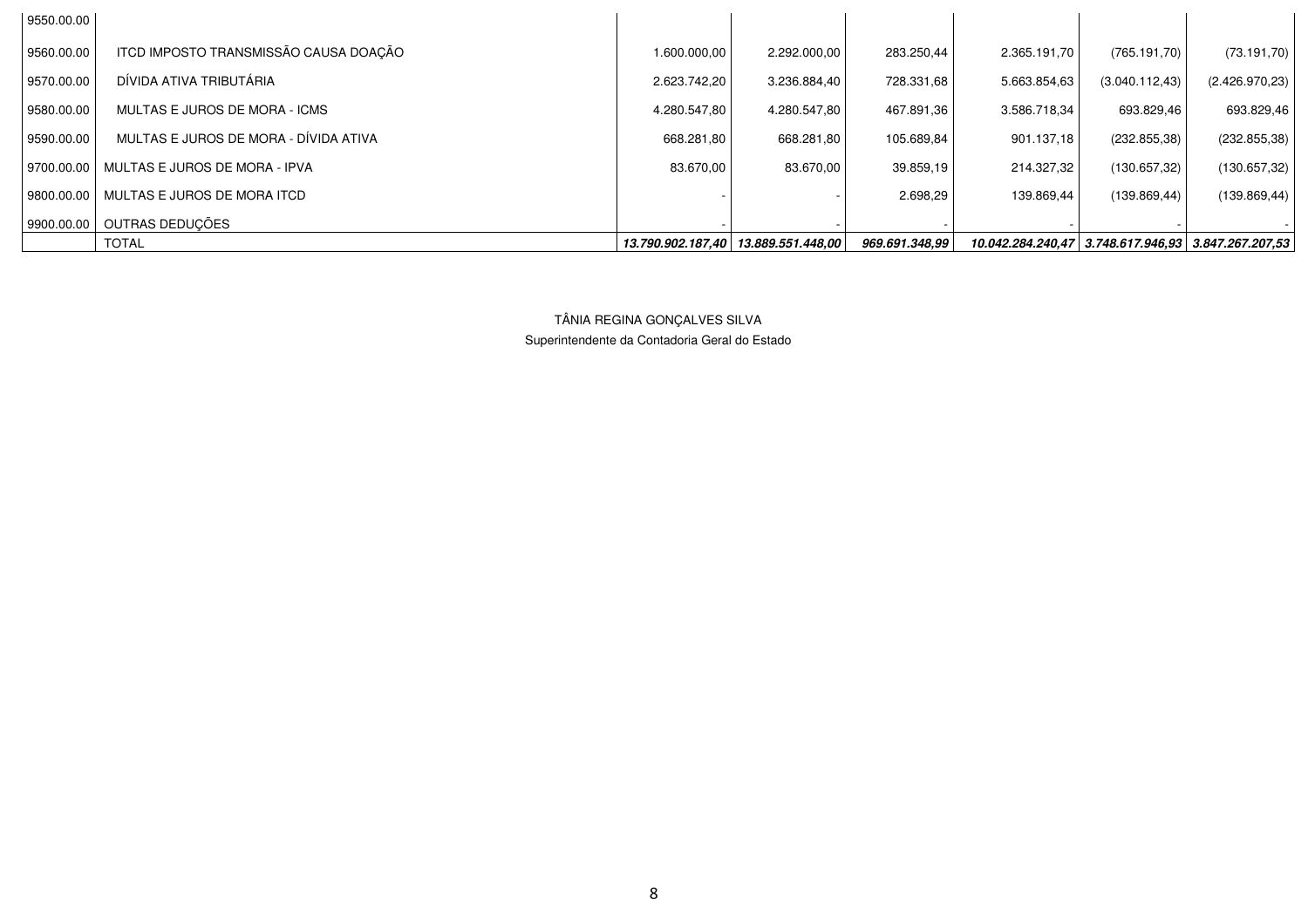| | | | | | | | |
|---|---|---|---|---|---|---|---|
| 9550.00.00 | | | | | | | |
| 9560.00.00 | ITCD IMPOSTO TRANSMISSÃO CAUSA DOAÇÃO | 1.600.000,00 | 2.292.000,00 | 283.250,44 | 2.365.191,70 | (765.191,70) | (73.191,70) |
| 9570.00.00 | DÍVIDA ATIVA TRIBUTÁRIA | 2.623.742,20 | 3.236.884,40 | 728.331,68 | 5.663.854,63 | (3.040.112,43) | (2.426.970,23) |
| 9580.00.00 | MULTAS E JUROS DE MORA - ICMS | 4.280.547,80 | 4.280.547,80 | 467.891,36 | 3.586.718,34 | 693.829,46 | 693.829,46 |
| 9590.00.00 | MULTAS E JUROS DE MORA - DÍVIDA ATIVA | 668.281,80 | 668.281,80 | 105.689,84 | 901.137,18 | (232.855,38) | (232.855,38) |
| 9700.00.00 | MULTAS E JUROS DE MORA - IPVA | 83.670,00 | 83.670,00 | 39.859,19 | 214.327,32 | (130.657,32) | (130.657,32) |
| 9800.00.00 | MULTAS E JUROS DE MORA ITCD | - | - | 2.698,29 | 139.869,44 | (139.869,44) | (139.869,44) |
| 9900.00.00 | OUTRAS DEDUÇÕES | - | - | - | - | - | - |
| | TOTAL | ***13.790.902.187,40*** | ***13.889.551.448,00*** | ***969.691.348,99*** | ***10.042.284.240,47*** | ***3.748.617.946,93*** | ***3.847.267.207,53*** |

TÂNIA REGINA GONÇALVES SILVA
Superintendente da Contadoria Geral do Estado